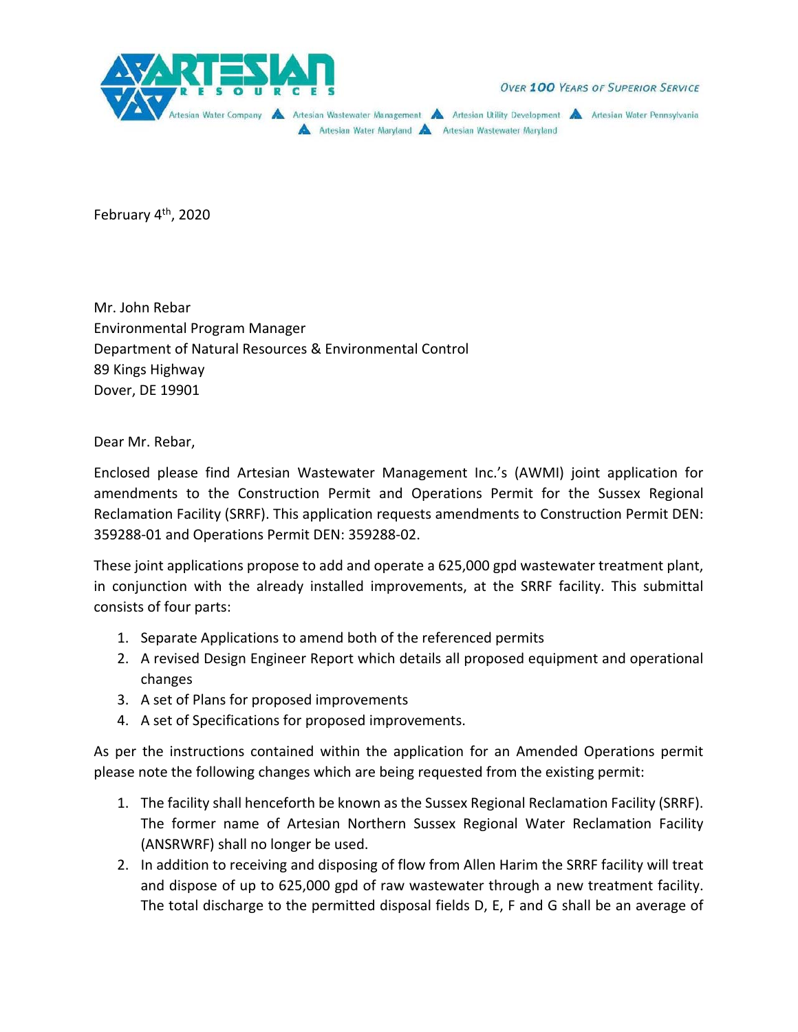ARTESIAN RESOURCES

OVER 100 YEARS OF SUPERIOR SERVICE

Artesian Water Company ▲ Artesian Wastewater Management ▲ Artesian Utility Development ▲ Artesian Water Pennsylvania ▲ Artesian Water Maryland ▲ Artesian Wastewater Maryland

February 4th, 2020

Mr. John Rebar
Environmental Program Manager
Department of Natural Resources & Environmental Control
89 Kings Highway
Dover, DE 19901

Dear Mr. Rebar,

Enclosed please find Artesian Wastewater Management Inc.'s (AWMI) joint application for amendments to the Construction Permit and Operations Permit for the Sussex Regional Reclamation Facility (SRRF). This application requests amendments to Construction Permit DEN: 359288-01 and Operations Permit DEN: 359288-02.

These joint applications propose to add and operate a 625,000 gpd wastewater treatment plant, in conjunction with the already installed improvements, at the SRRF facility. This submittal consists of four parts:

1. Separate Applications to amend both of the referenced permits
2. A revised Design Engineer Report which details all proposed equipment and operational changes
3. A set of Plans for proposed improvements
4. A set of Specifications for proposed improvements.

As per the instructions contained within the application for an Amended Operations permit please note the following changes which are being requested from the existing permit:

1. The facility shall henceforth be known as the Sussex Regional Reclamation Facility (SRRF). The former name of Artesian Northern Sussex Regional Water Reclamation Facility (ANSRWRF) shall no longer be used.
2. In addition to receiving and disposing of flow from Allen Harim the SRRF facility will treat and dispose of up to 625,000 gpd of raw wastewater through a new treatment facility. The total discharge to the permitted disposal fields D, E, F and G shall be an average of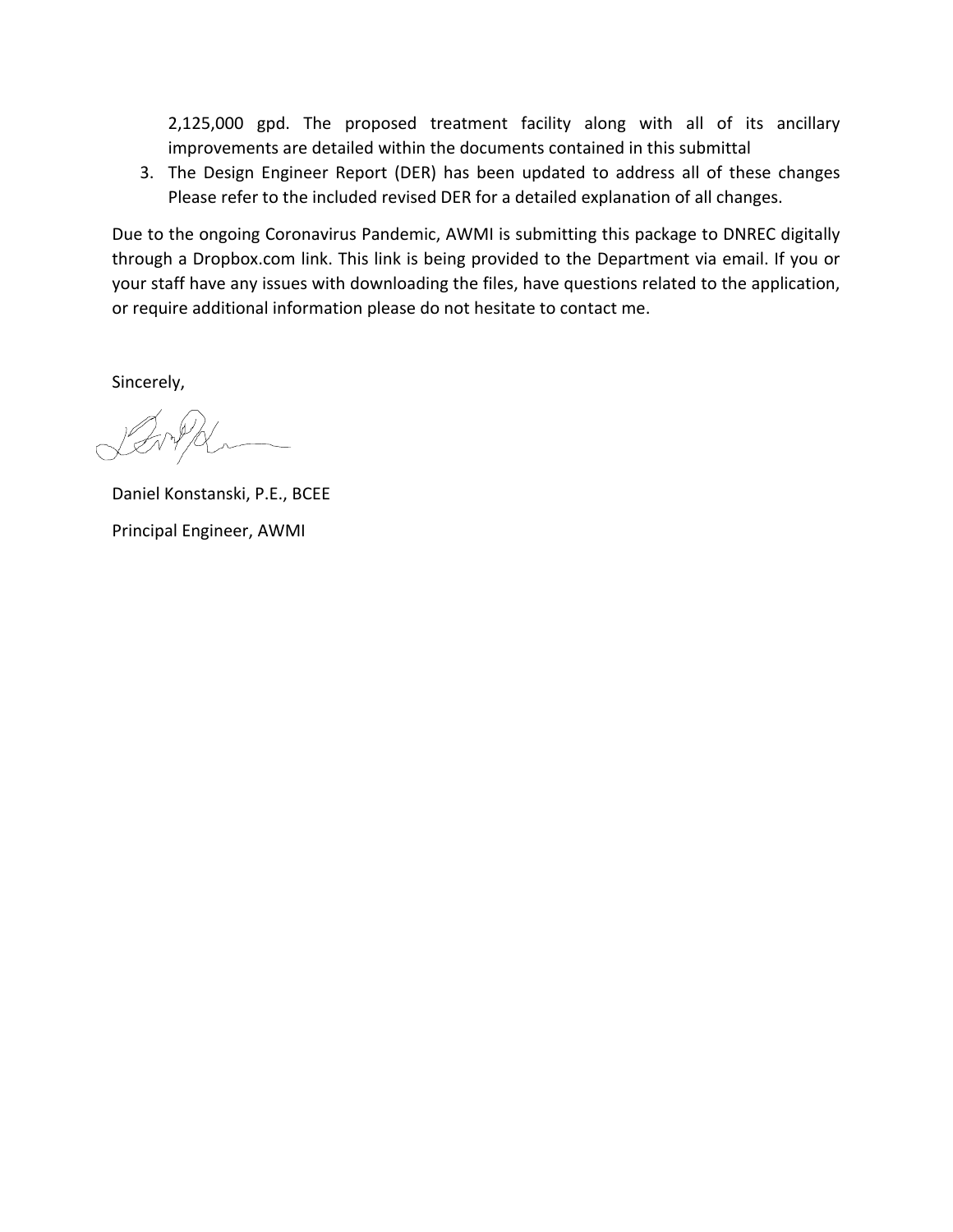2,125,000 gpd. The proposed treatment facility along with all of its ancillary improvements are detailed within the documents contained in this submittal

3. The Design Engineer Report (DER) has been updated to address all of these changes Please refer to the included revised DER for a detailed explanation of all changes.

Due to the ongoing Coronavirus Pandemic, AWMI is submitting this package to DNREC digitally through a Dropbox.com link. This link is being provided to the Department via email. If you or your staff have any issues with downloading the files, have questions related to the application, or require additional information please do not hesitate to contact me.

Sincerely,

Daniel Konstanski, P.E., BCEE

Principal Engineer, AWMI